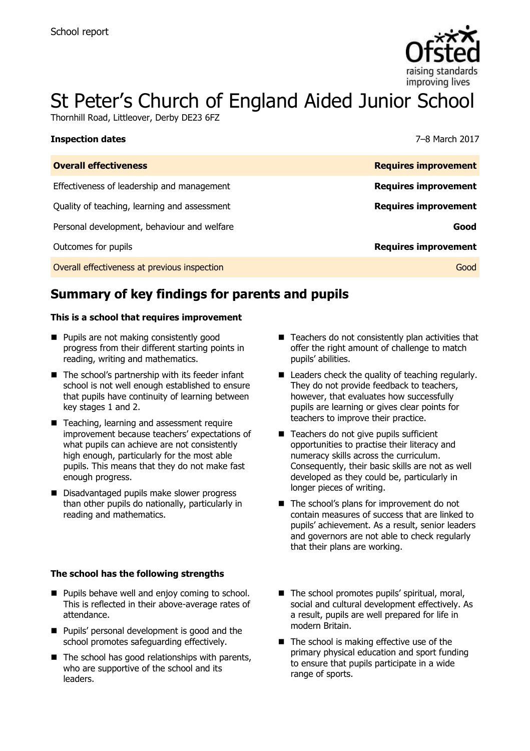School report

# St Peter's Church of England Aided Junior School

Thornhill Road, Littleover, Derby DE23 6FZ

**Inspection dates** 7–8 March 2017

| **Overall effectiveness** | **Requires improvement** |
| --- | --- |
| Effectiveness of leadership and management | **Requires improvement** |
| Quality of teaching, learning and assessment | **Requires improvement** |
| Personal development, behaviour and welfare | **Good** |
| Outcomes for pupils | **Requires improvement** |
| Overall effectiveness at previous inspection | Good |

## Summary of key findings for parents and pupils

**This is a school that requires improvement**

- Pupils are not making consistently good progress from their different starting points in reading, writing and mathematics.
- The school's partnership with its feeder infant school is not well enough established to ensure that pupils have continuity of learning between key stages 1 and 2.
- Teaching, learning and assessment require improvement because teachers' expectations of what pupils can achieve are not consistently high enough, particularly for the most able pupils. This means that they do not make fast enough progress.
- Disadvantaged pupils make slower progress than other pupils do nationally, particularly in reading and mathematics.
- Teachers do not consistently plan activities that offer the right amount of challenge to match pupils' abilities.
- Leaders check the quality of teaching regularly. They do not provide feedback to teachers, however, that evaluates how successfully pupils are learning or gives clear points for teachers to improve their practice.
- Teachers do not give pupils sufficient opportunities to practise their literacy and numeracy skills across the curriculum. Consequently, their basic skills are not as well developed as they could be, particularly in longer pieces of writing.
- The school's plans for improvement do not contain measures of success that are linked to pupils' achievement. As a result, senior leaders and governors are not able to check regularly that their plans are working.

**The school has the following strengths**

- Pupils behave well and enjoy coming to school. This is reflected in their above-average rates of attendance.
- Pupils' personal development is good and the school promotes safeguarding effectively.
- The school has good relationships with parents, who are supportive of the school and its leaders.
- The school promotes pupils' spiritual, moral, social and cultural development effectively. As a result, pupils are well prepared for life in modern Britain.
- The school is making effective use of the primary physical education and sport funding to ensure that pupils participate in a wide range of sports.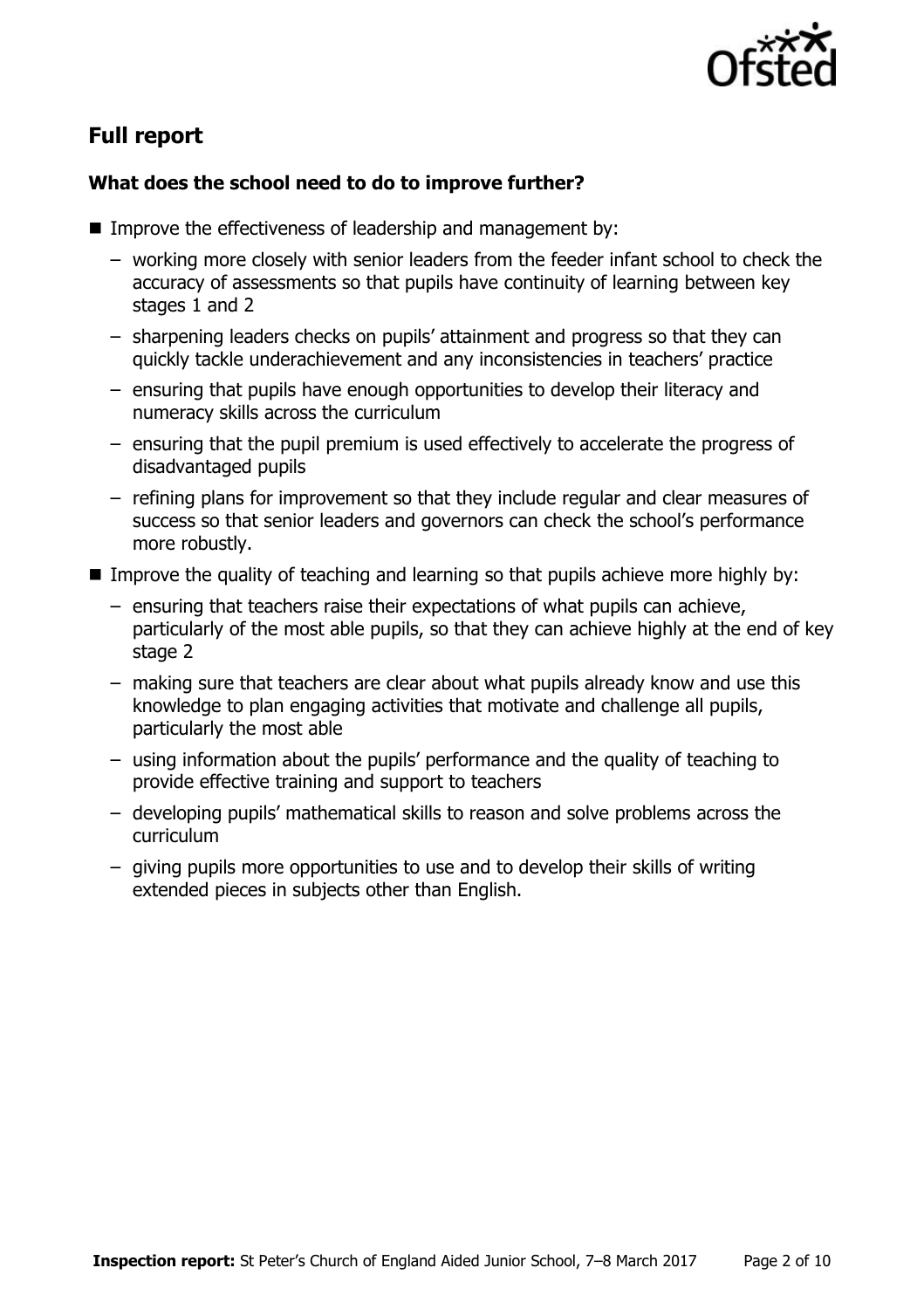## Full report

### What does the school need to do to improve further?

- Improve the effectiveness of leadership and management by:
  - working more closely with senior leaders from the feeder infant school to check the accuracy of assessments so that pupils have continuity of learning between key stages 1 and 2
  - sharpening leaders checks on pupils' attainment and progress so that they can quickly tackle underachievement and any inconsistencies in teachers' practice
  - ensuring that pupils have enough opportunities to develop their literacy and numeracy skills across the curriculum
  - ensuring that the pupil premium is used effectively to accelerate the progress of disadvantaged pupils
  - refining plans for improvement so that they include regular and clear measures of success so that senior leaders and governors can check the school's performance more robustly.
- Improve the quality of teaching and learning so that pupils achieve more highly by:
  - ensuring that teachers raise their expectations of what pupils can achieve, particularly of the most able pupils, so that they can achieve highly at the end of key stage 2
  - making sure that teachers are clear about what pupils already know and use this knowledge to plan engaging activities that motivate and challenge all pupils, particularly the most able
  - using information about the pupils' performance and the quality of teaching to provide effective training and support to teachers
  - developing pupils' mathematical skills to reason and solve problems across the curriculum
  - giving pupils more opportunities to use and to develop their skills of writing extended pieces in subjects other than English.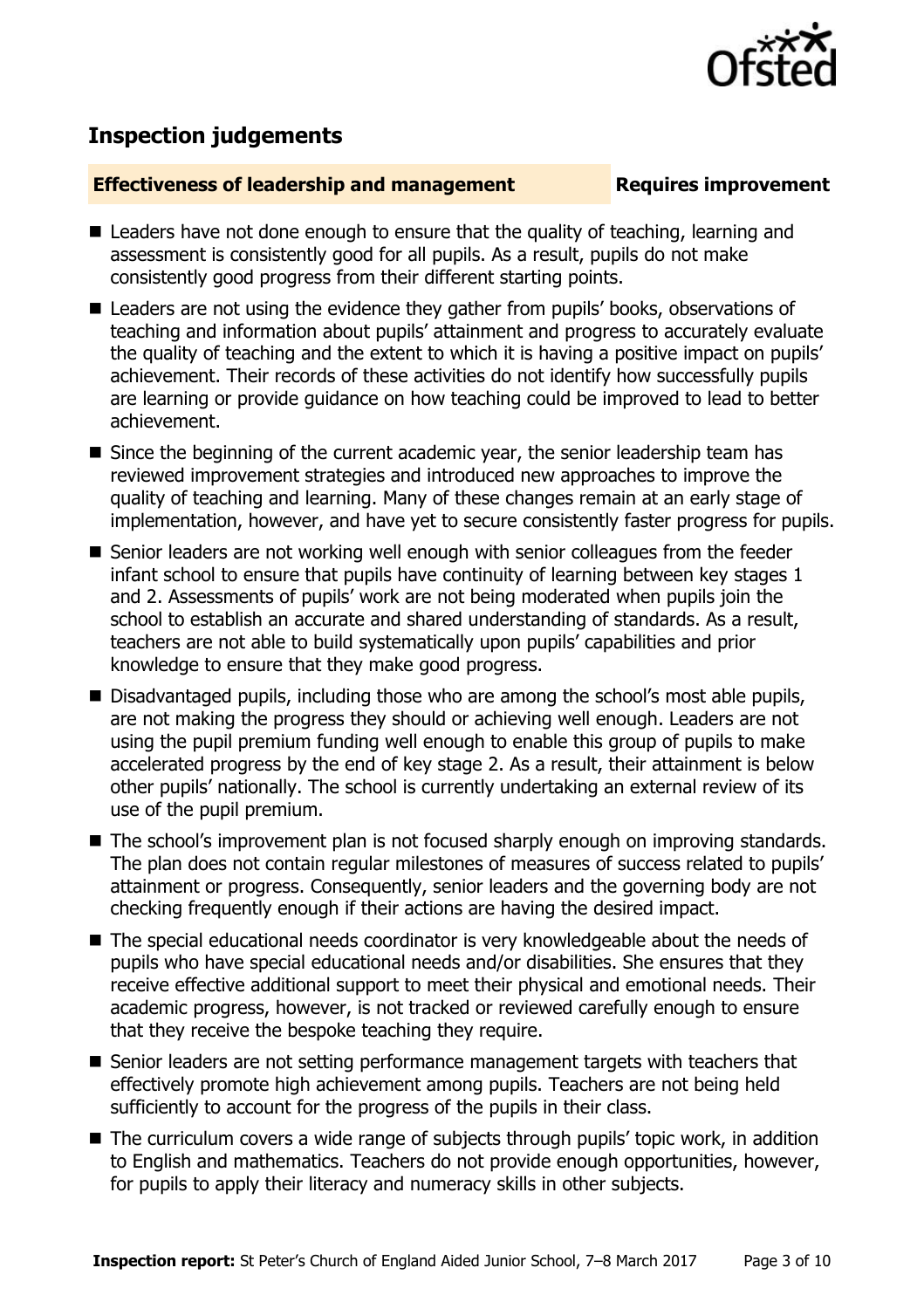## Inspection judgements

**Effectiveness of leadership and management** | **Requires improvement**

- Leaders have not done enough to ensure that the quality of teaching, learning and assessment is consistently good for all pupils. As a result, pupils do not make consistently good progress from their different starting points.
- Leaders are not using the evidence they gather from pupils' books, observations of teaching and information about pupils' attainment and progress to accurately evaluate the quality of teaching and the extent to which it is having a positive impact on pupils' achievement. Their records of these activities do not identify how successfully pupils are learning or provide guidance on how teaching could be improved to lead to better achievement.
- Since the beginning of the current academic year, the senior leadership team has reviewed improvement strategies and introduced new approaches to improve the quality of teaching and learning. Many of these changes remain at an early stage of implementation, however, and have yet to secure consistently faster progress for pupils.
- Senior leaders are not working well enough with senior colleagues from the feeder infant school to ensure that pupils have continuity of learning between key stages 1 and 2. Assessments of pupils' work are not being moderated when pupils join the school to establish an accurate and shared understanding of standards. As a result, teachers are not able to build systematically upon pupils' capabilities and prior knowledge to ensure that they make good progress.
- Disadvantaged pupils, including those who are among the school's most able pupils, are not making the progress they should or achieving well enough. Leaders are not using the pupil premium funding well enough to enable this group of pupils to make accelerated progress by the end of key stage 2. As a result, their attainment is below other pupils' nationally. The school is currently undertaking an external review of its use of the pupil premium.
- The school's improvement plan is not focused sharply enough on improving standards. The plan does not contain regular milestones of measures of success related to pupils' attainment or progress. Consequently, senior leaders and the governing body are not checking frequently enough if their actions are having the desired impact.
- The special educational needs coordinator is very knowledgeable about the needs of pupils who have special educational needs and/or disabilities. She ensures that they receive effective additional support to meet their physical and emotional needs. Their academic progress, however, is not tracked or reviewed carefully enough to ensure that they receive the bespoke teaching they require.
- Senior leaders are not setting performance management targets with teachers that effectively promote high achievement among pupils. Teachers are not being held sufficiently to account for the progress of the pupils in their class.
- The curriculum covers a wide range of subjects through pupils' topic work, in addition to English and mathematics. Teachers do not provide enough opportunities, however, for pupils to apply their literacy and numeracy skills in other subjects.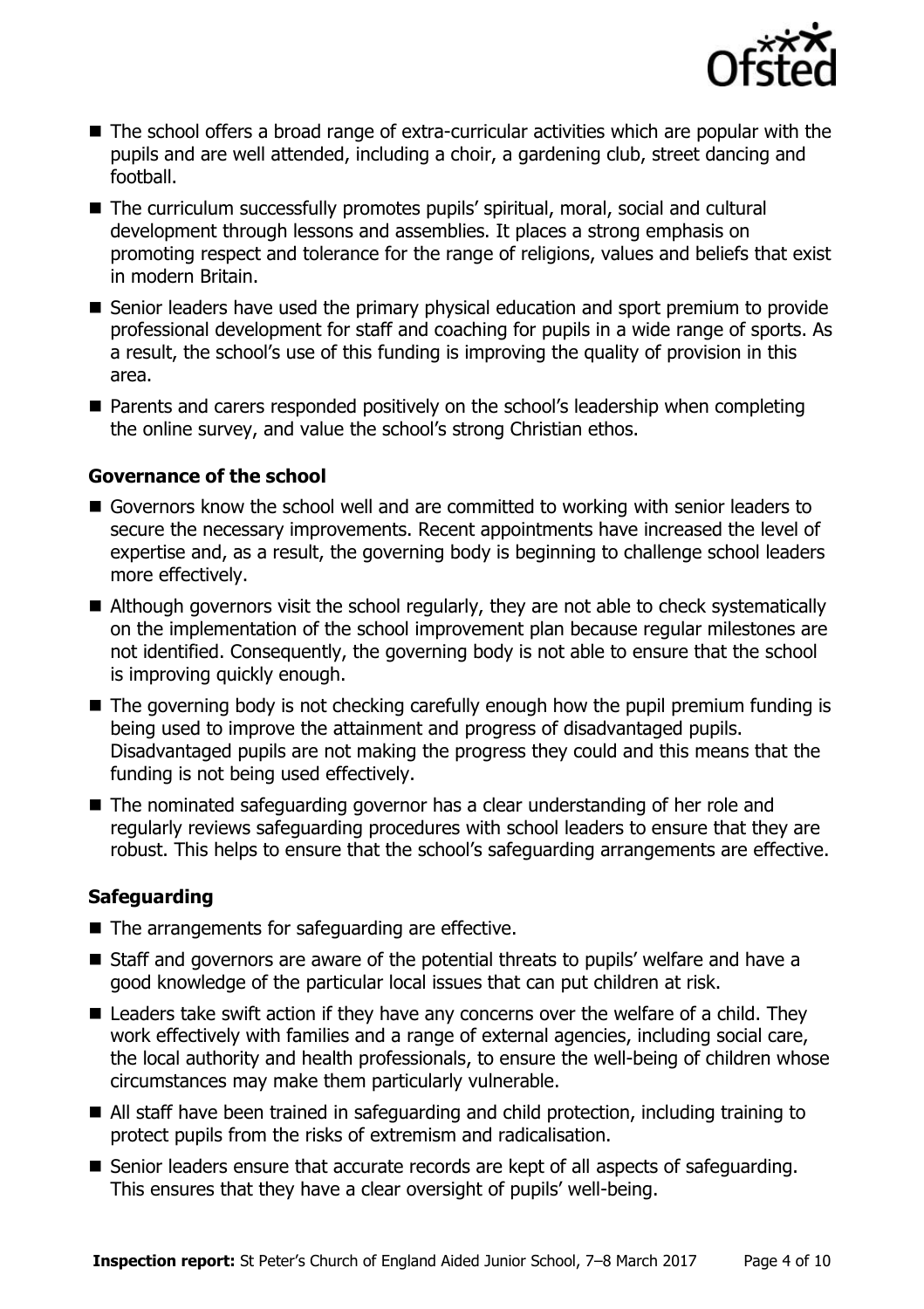- The school offers a broad range of extra-curricular activities which are popular with the pupils and are well attended, including a choir, a gardening club, street dancing and football.
- The curriculum successfully promotes pupils' spiritual, moral, social and cultural development through lessons and assemblies. It places a strong emphasis on promoting respect and tolerance for the range of religions, values and beliefs that exist in modern Britain.
- Senior leaders have used the primary physical education and sport premium to provide professional development for staff and coaching for pupils in a wide range of sports. As a result, the school's use of this funding is improving the quality of provision in this area.
- Parents and carers responded positively on the school's leadership when completing the online survey, and value the school's strong Christian ethos.

### Governance of the school

- Governors know the school well and are committed to working with senior leaders to secure the necessary improvements. Recent appointments have increased the level of expertise and, as a result, the governing body is beginning to challenge school leaders more effectively.
- Although governors visit the school regularly, they are not able to check systematically on the implementation of the school improvement plan because regular milestones are not identified. Consequently, the governing body is not able to ensure that the school is improving quickly enough.
- The governing body is not checking carefully enough how the pupil premium funding is being used to improve the attainment and progress of disadvantaged pupils. Disadvantaged pupils are not making the progress they could and this means that the funding is not being used effectively.
- The nominated safeguarding governor has a clear understanding of her role and regularly reviews safeguarding procedures with school leaders to ensure that they are robust. This helps to ensure that the school's safeguarding arrangements are effective.

### Safeguarding

- The arrangements for safeguarding are effective.
- Staff and governors are aware of the potential threats to pupils' welfare and have a good knowledge of the particular local issues that can put children at risk.
- Leaders take swift action if they have any concerns over the welfare of a child. They work effectively with families and a range of external agencies, including social care, the local authority and health professionals, to ensure the well-being of children whose circumstances may make them particularly vulnerable.
- All staff have been trained in safeguarding and child protection, including training to protect pupils from the risks of extremism and radicalisation.
- Senior leaders ensure that accurate records are kept of all aspects of safeguarding. This ensures that they have a clear oversight of pupils' well-being.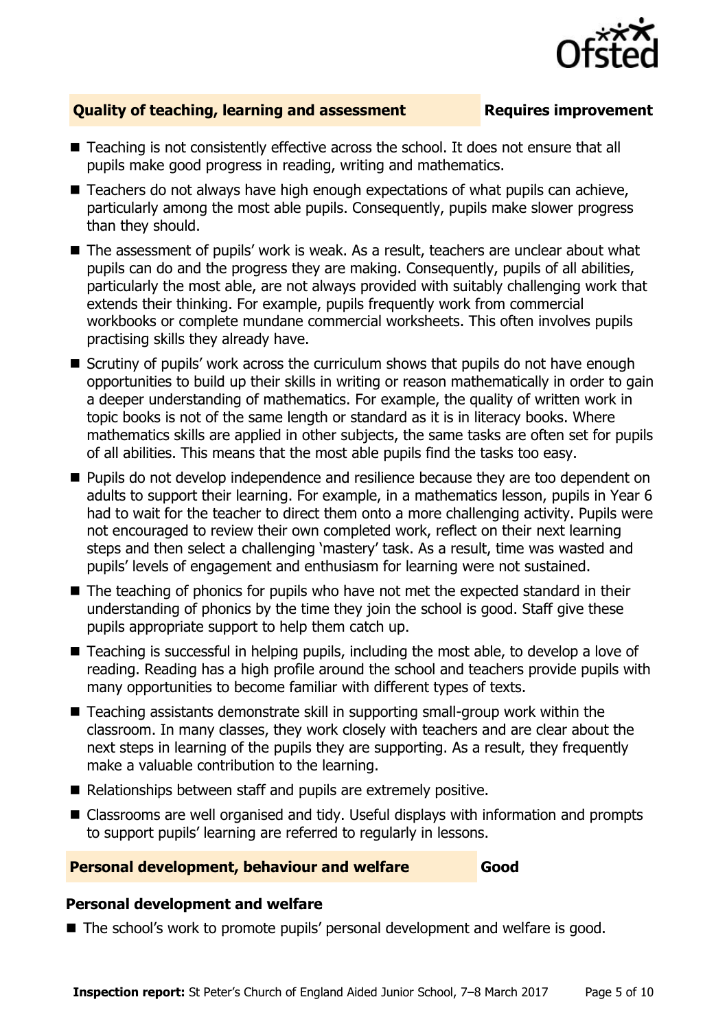## Quality of teaching, learning and assessment — Requires improvement

- Teaching is not consistently effective across the school. It does not ensure that all pupils make good progress in reading, writing and mathematics.
- Teachers do not always have high enough expectations of what pupils can achieve, particularly among the most able pupils. Consequently, pupils make slower progress than they should.
- The assessment of pupils' work is weak. As a result, teachers are unclear about what pupils can do and the progress they are making. Consequently, pupils of all abilities, particularly the most able, are not always provided with suitably challenging work that extends their thinking. For example, pupils frequently work from commercial workbooks or complete mundane commercial worksheets. This often involves pupils practising skills they already have.
- Scrutiny of pupils' work across the curriculum shows that pupils do not have enough opportunities to build up their skills in writing or reason mathematically in order to gain a deeper understanding of mathematics. For example, the quality of written work in topic books is not of the same length or standard as it is in literacy books. Where mathematics skills are applied in other subjects, the same tasks are often set for pupils of all abilities. This means that the most able pupils find the tasks too easy.
- Pupils do not develop independence and resilience because they are too dependent on adults to support their learning. For example, in a mathematics lesson, pupils in Year 6 had to wait for the teacher to direct them onto a more challenging activity. Pupils were not encouraged to review their own completed work, reflect on their next learning steps and then select a challenging 'mastery' task. As a result, time was wasted and pupils' levels of engagement and enthusiasm for learning were not sustained.
- The teaching of phonics for pupils who have not met the expected standard in their understanding of phonics by the time they join the school is good. Staff give these pupils appropriate support to help them catch up.
- Teaching is successful in helping pupils, including the most able, to develop a love of reading. Reading has a high profile around the school and teachers provide pupils with many opportunities to become familiar with different types of texts.
- Teaching assistants demonstrate skill in supporting small-group work within the classroom. In many classes, they work closely with teachers and are clear about the next steps in learning of the pupils they are supporting. As a result, they frequently make a valuable contribution to the learning.
- Relationships between staff and pupils are extremely positive.
- Classrooms are well organised and tidy. Useful displays with information and prompts to support pupils' learning are referred to regularly in lessons.

## Personal development, behaviour and welfare — Good

### Personal development and welfare

- The school's work to promote pupils' personal development and welfare is good.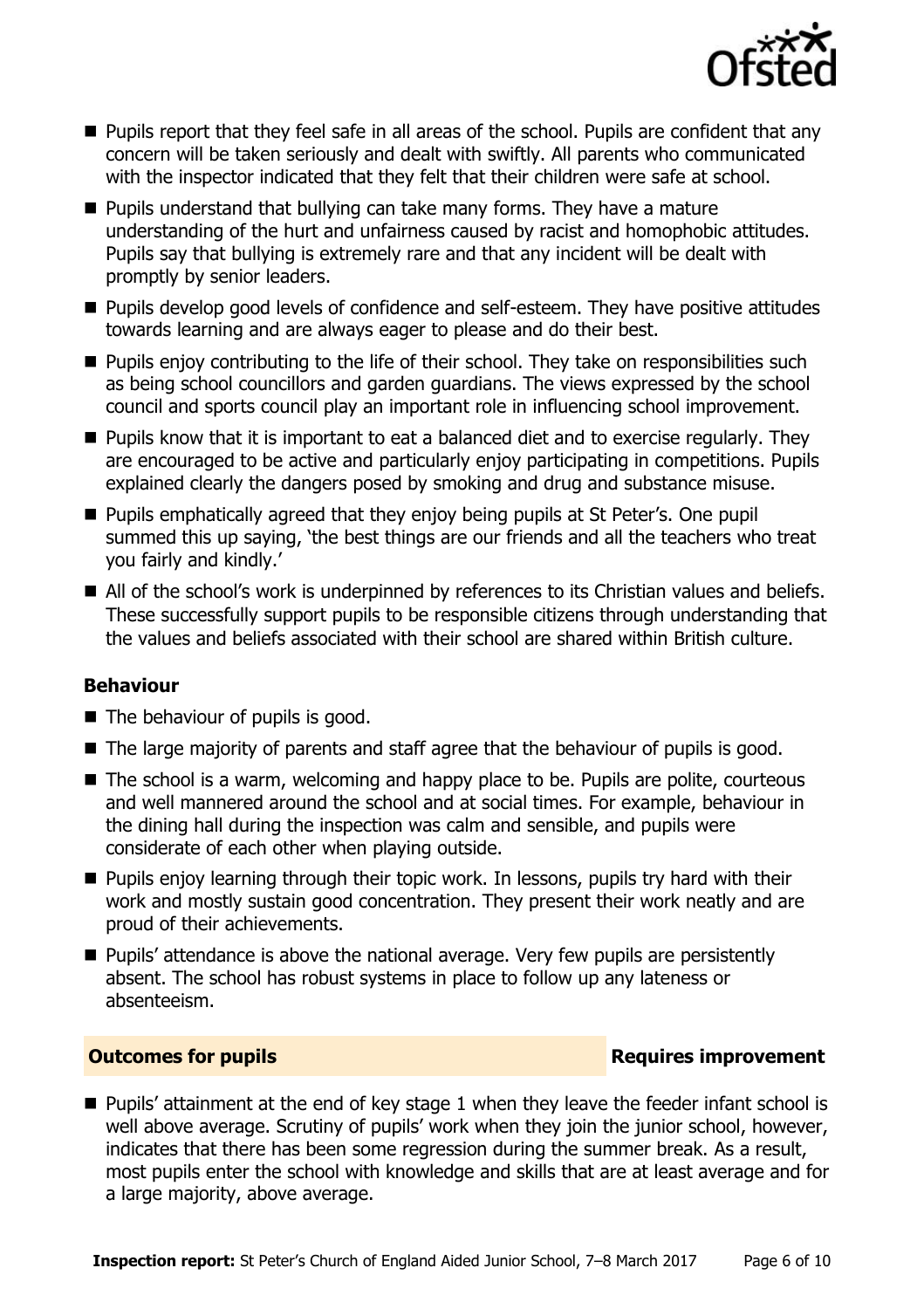- Pupils report that they feel safe in all areas of the school. Pupils are confident that any concern will be taken seriously and dealt with swiftly. All parents who communicated with the inspector indicated that they felt that their children were safe at school.
- Pupils understand that bullying can take many forms. They have a mature understanding of the hurt and unfairness caused by racist and homophobic attitudes. Pupils say that bullying is extremely rare and that any incident will be dealt with promptly by senior leaders.
- Pupils develop good levels of confidence and self-esteem. They have positive attitudes towards learning and are always eager to please and do their best.
- Pupils enjoy contributing to the life of their school. They take on responsibilities such as being school councillors and garden guardians. The views expressed by the school council and sports council play an important role in influencing school improvement.
- Pupils know that it is important to eat a balanced diet and to exercise regularly. They are encouraged to be active and particularly enjoy participating in competitions. Pupils explained clearly the dangers posed by smoking and drug and substance misuse.
- Pupils emphatically agreed that they enjoy being pupils at St Peter's. One pupil summed this up saying, 'the best things are our friends and all the teachers who treat you fairly and kindly.'
- All of the school's work is underpinned by references to its Christian values and beliefs. These successfully support pupils to be responsible citizens through understanding that the values and beliefs associated with their school are shared within British culture.

### Behaviour

- The behaviour of pupils is good.
- The large majority of parents and staff agree that the behaviour of pupils is good.
- The school is a warm, welcoming and happy place to be. Pupils are polite, courteous and well mannered around the school and at social times. For example, behaviour in the dining hall during the inspection was calm and sensible, and pupils were considerate of each other when playing outside.
- Pupils enjoy learning through their topic work. In lessons, pupils try hard with their work and mostly sustain good concentration. They present their work neatly and are proud of their achievements.
- Pupils' attendance is above the national average. Very few pupils are persistently absent. The school has robust systems in place to follow up any lateness or absenteeism.

## Outcomes for pupils — Requires improvement

- Pupils' attainment at the end of key stage 1 when they leave the feeder infant school is well above average. Scrutiny of pupils' work when they join the junior school, however, indicates that there has been some regression during the summer break. As a result, most pupils enter the school with knowledge and skills that are at least average and for a large majority, above average.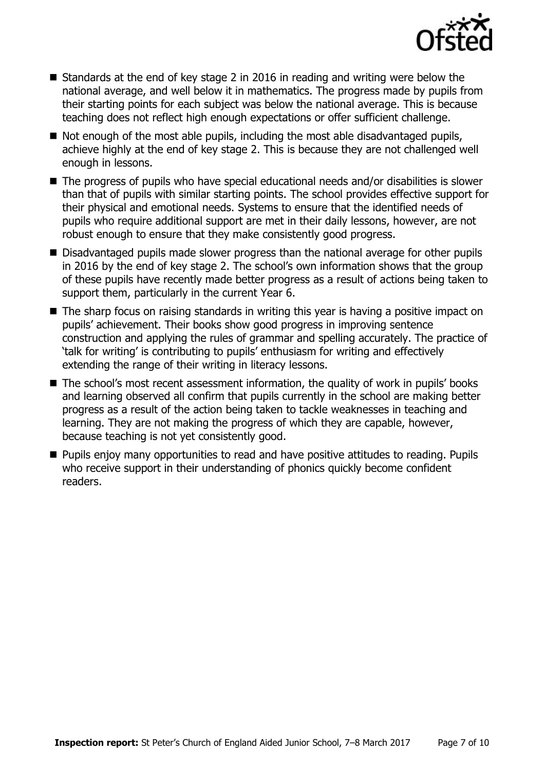- Standards at the end of key stage 2 in 2016 in reading and writing were below the national average, and well below it in mathematics. The progress made by pupils from their starting points for each subject was below the national average. This is because teaching does not reflect high enough expectations or offer sufficient challenge.
- Not enough of the most able pupils, including the most able disadvantaged pupils, achieve highly at the end of key stage 2. This is because they are not challenged well enough in lessons.
- The progress of pupils who have special educational needs and/or disabilities is slower than that of pupils with similar starting points. The school provides effective support for their physical and emotional needs. Systems to ensure that the identified needs of pupils who require additional support are met in their daily lessons, however, are not robust enough to ensure that they make consistently good progress.
- Disadvantaged pupils made slower progress than the national average for other pupils in 2016 by the end of key stage 2. The school's own information shows that the group of these pupils have recently made better progress as a result of actions being taken to support them, particularly in the current Year 6.
- The sharp focus on raising standards in writing this year is having a positive impact on pupils' achievement. Their books show good progress in improving sentence construction and applying the rules of grammar and spelling accurately. The practice of 'talk for writing' is contributing to pupils' enthusiasm for writing and effectively extending the range of their writing in literacy lessons.
- The school's most recent assessment information, the quality of work in pupils' books and learning observed all confirm that pupils currently in the school are making better progress as a result of the action being taken to tackle weaknesses in teaching and learning. They are not making the progress of which they are capable, however, because teaching is not yet consistently good.
- Pupils enjoy many opportunities to read and have positive attitudes to reading. Pupils who receive support in their understanding of phonics quickly become confident readers.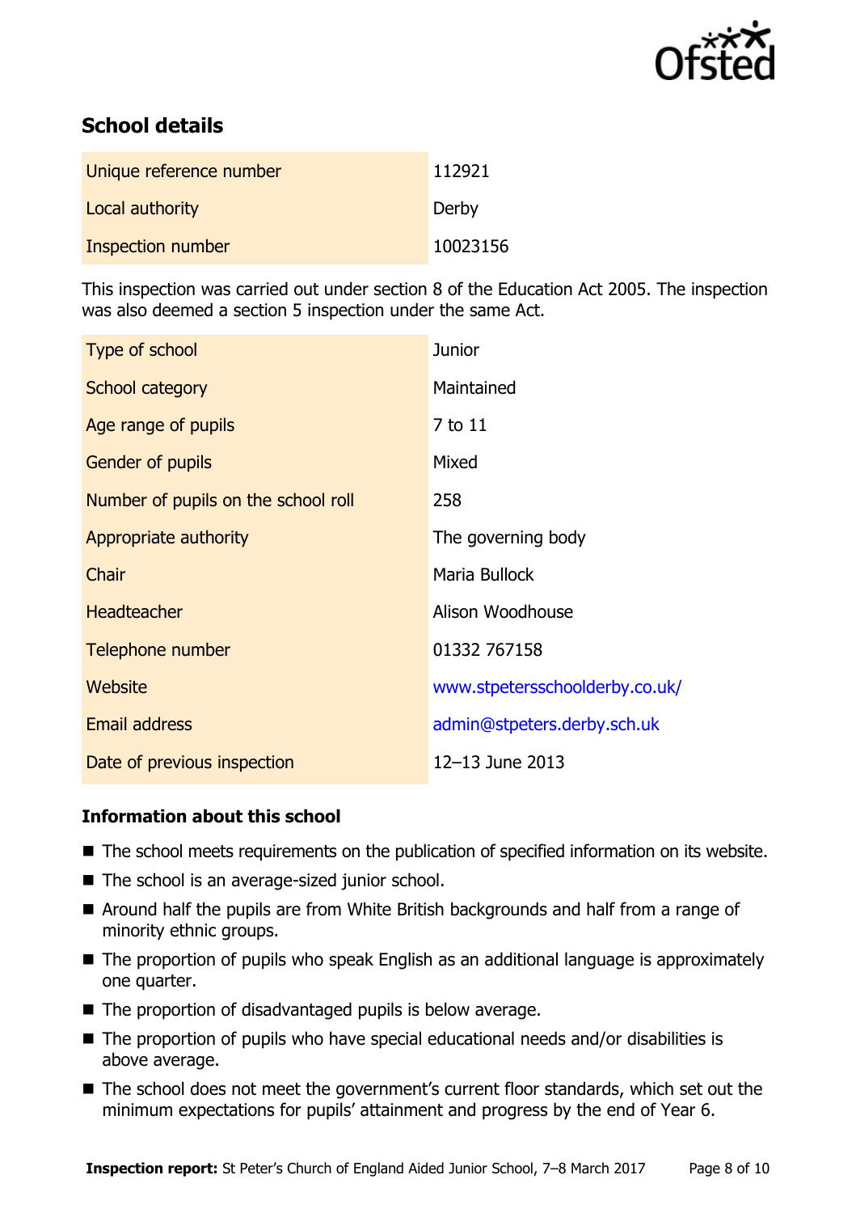## School details

| | |
|---|---|
| Unique reference number | 112921 |
| Local authority | Derby |
| Inspection number | 10023156 |

This inspection was carried out under section 8 of the Education Act 2005. The inspection was also deemed a section 5 inspection under the same Act.

| | |
|---|---|
| Type of school | Junior |
| School category | Maintained |
| Age range of pupils | 7 to 11 |
| Gender of pupils | Mixed |
| Number of pupils on the school roll | 258 |
| Appropriate authority | The governing body |
| Chair | Maria Bullock |
| Headteacher | Alison Woodhouse |
| Telephone number | 01332 767158 |
| Website | www.stpetersschoolderby.co.uk/ |
| Email address | admin@stpeters.derby.sch.uk |
| Date of previous inspection | 12–13 June 2013 |

### Information about this school

- The school meets requirements on the publication of specified information on its website.
- The school is an average-sized junior school.
- Around half the pupils are from White British backgrounds and half from a range of minority ethnic groups.
- The proportion of pupils who speak English as an additional language is approximately one quarter.
- The proportion of disadvantaged pupils is below average.
- The proportion of pupils who have special educational needs and/or disabilities is above average.
- The school does not meet the government's current floor standards, which set out the minimum expectations for pupils' attainment and progress by the end of Year 6.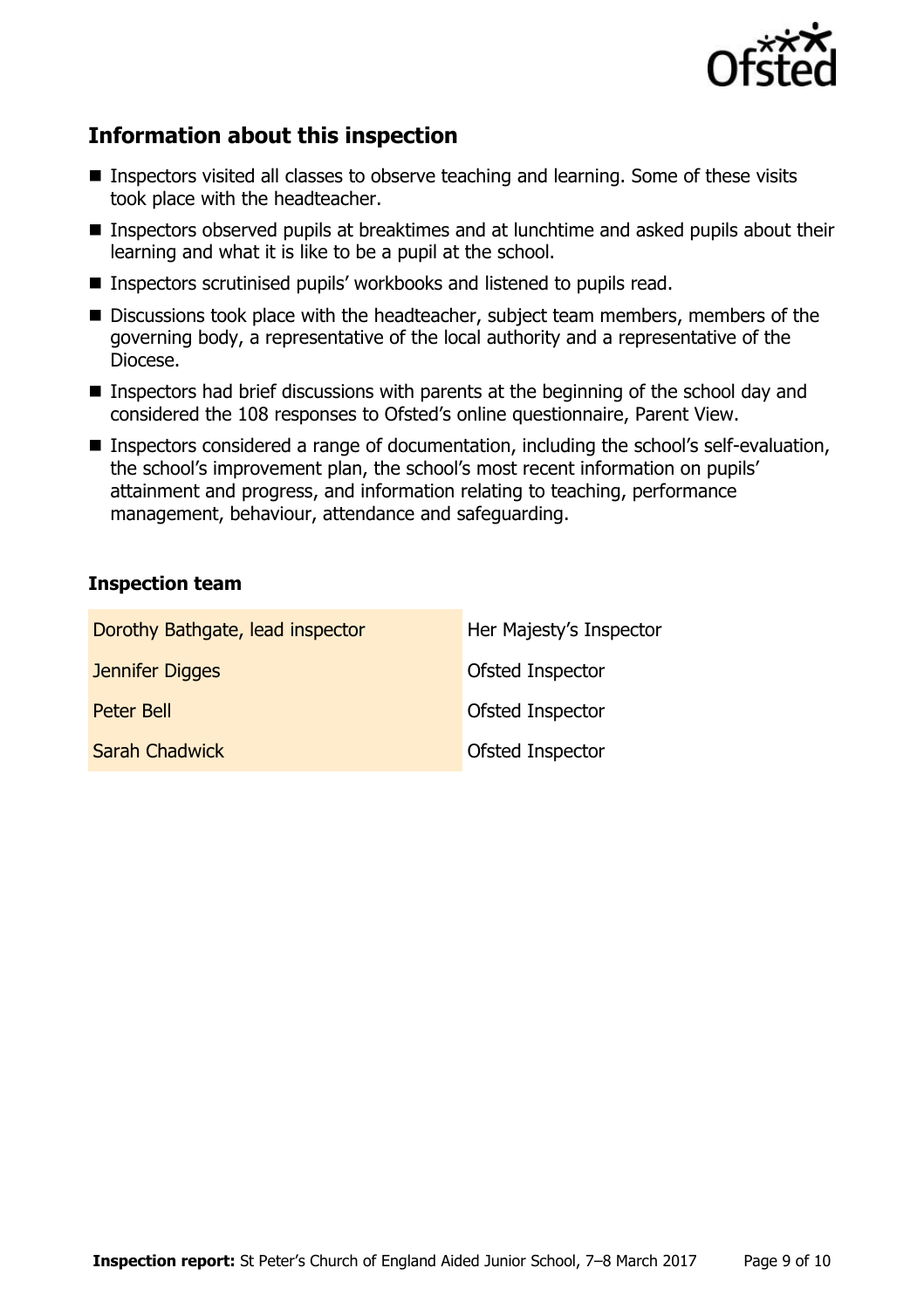## Information about this inspection

- Inspectors visited all classes to observe teaching and learning. Some of these visits took place with the headteacher.
- Inspectors observed pupils at breaktimes and at lunchtime and asked pupils about their learning and what it is like to be a pupil at the school.
- Inspectors scrutinised pupils' workbooks and listened to pupils read.
- Discussions took place with the headteacher, subject team members, members of the governing body, a representative of the local authority and a representative of the Diocese.
- Inspectors had brief discussions with parents at the beginning of the school day and considered the 108 responses to Ofsted's online questionnaire, Parent View.
- Inspectors considered a range of documentation, including the school's self-evaluation, the school's improvement plan, the school's most recent information on pupils' attainment and progress, and information relating to teaching, performance management, behaviour, attendance and safeguarding.

### Inspection team

| | |
|---|---|
| Dorothy Bathgate, lead inspector | Her Majesty's Inspector |
| Jennifer Digges | Ofsted Inspector |
| Peter Bell | Ofsted Inspector |
| Sarah Chadwick | Ofsted Inspector |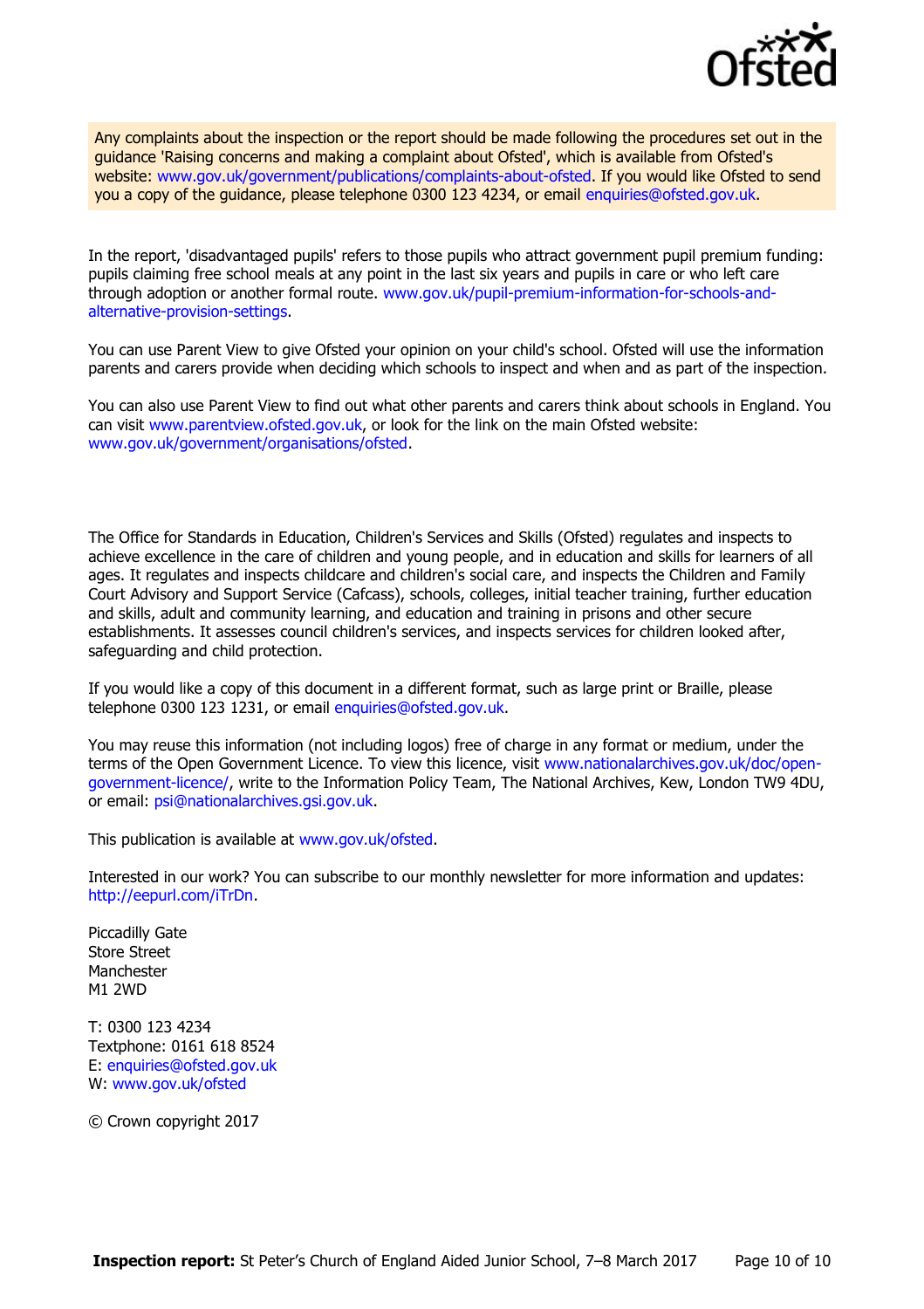Any complaints about the inspection or the report should be made following the procedures set out in the guidance 'Raising concerns and making a complaint about Ofsted', which is available from Ofsted's website: www.gov.uk/government/publications/complaints-about-ofsted. If you would like Ofsted to send you a copy of the guidance, please telephone 0300 123 4234, or email enquiries@ofsted.gov.uk.

In the report, 'disadvantaged pupils' refers to those pupils who attract government pupil premium funding: pupils claiming free school meals at any point in the last six years and pupils in care or who left care through adoption or another formal route. www.gov.uk/pupil-premium-information-for-schools-and-alternative-provision-settings.

You can use Parent View to give Ofsted your opinion on your child's school. Ofsted will use the information parents and carers provide when deciding which schools to inspect and when and as part of the inspection.

You can also use Parent View to find out what other parents and carers think about schools in England. You can visit www.parentview.ofsted.gov.uk, or look for the link on the main Ofsted website: www.gov.uk/government/organisations/ofsted.

The Office for Standards in Education, Children's Services and Skills (Ofsted) regulates and inspects to achieve excellence in the care of children and young people, and in education and skills for learners of all ages. It regulates and inspects childcare and children's social care, and inspects the Children and Family Court Advisory and Support Service (Cafcass), schools, colleges, initial teacher training, further education and skills, adult and community learning, and education and training in prisons and other secure establishments. It assesses council children's services, and inspects services for children looked after, safeguarding and child protection.

If you would like a copy of this document in a different format, such as large print or Braille, please telephone 0300 123 1231, or email enquiries@ofsted.gov.uk.

You may reuse this information (not including logos) free of charge in any format or medium, under the terms of the Open Government Licence. To view this licence, visit www.nationalarchives.gov.uk/doc/open-government-licence/, write to the Information Policy Team, The National Archives, Kew, London TW9 4DU, or email: psi@nationalarchives.gsi.gov.uk.

This publication is available at www.gov.uk/ofsted.

Interested in our work? You can subscribe to our monthly newsletter for more information and updates: http://eepurl.com/iTrDn.

Piccadilly Gate
Store Street
Manchester
M1 2WD

T: 0300 123 4234
Textphone: 0161 618 8524
E: enquiries@ofsted.gov.uk
W: www.gov.uk/ofsted

© Crown copyright 2017